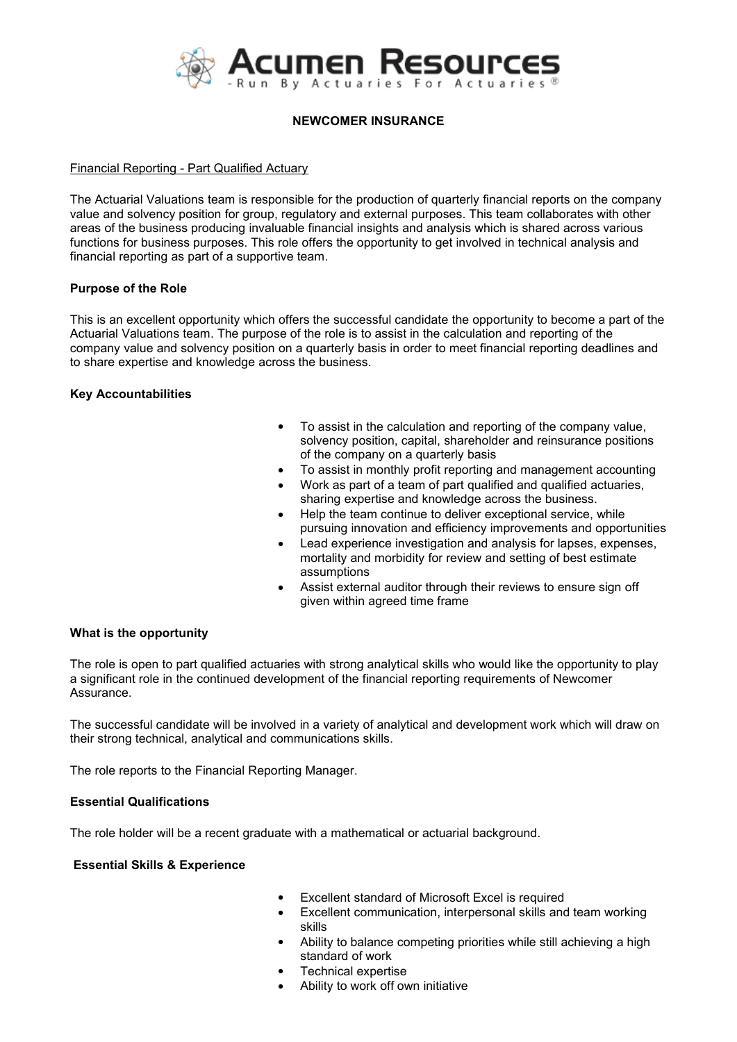**NEWCOMER INSURANCE**

Financial Reporting - Part Qualified Actuary

The Actuarial Valuations team is responsible for the production of quarterly financial reports on the company value and solvency position for group, regulatory and external purposes. This team collaborates with other areas of the business producing invaluable financial insights and analysis which is shared across various functions for business purposes. This role offers the opportunity to get involved in technical analysis and financial reporting as part of a supportive team.

**Purpose of the Role**

This is an excellent opportunity which offers the successful candidate the opportunity to become a part of the Actuarial Valuations team. The purpose of the role is to assist in the calculation and reporting of the company value and solvency position on a quarterly basis in order to meet financial reporting deadlines and to share expertise and knowledge across the business.

**Key Accountabilities**

- To assist in the calculation and reporting of the company value, solvency position, capital, shareholder and reinsurance positions of the company on a quarterly basis
- To assist in monthly profit reporting and management accounting
- Work as part of a team of part qualified and qualified actuaries, sharing expertise and knowledge across the business.
- Help the team continue to deliver exceptional service, while pursuing innovation and efficiency improvements and opportunities
- Lead experience investigation and analysis for lapses, expenses, mortality and morbidity for review and setting of best estimate assumptions
- Assist external auditor through their reviews to ensure sign off given within agreed time frame

**What is the opportunity**

The role is open to part qualified actuaries with strong analytical skills who would like the opportunity to play a significant role in the continued development of the financial reporting requirements of Newcomer Assurance.

The successful candidate will be involved in a variety of analytical and development work which will draw on their strong technical, analytical and communications skills.

The role reports to the Financial Reporting Manager.

**Essential Qualifications**

The role holder will be a recent graduate with a mathematical or actuarial background.

**Essential Skills & Experience**

- Excellent standard of Microsoft Excel is required
- Excellent communication, interpersonal skills and team working skills
- Ability to balance competing priorities while still achieving a high standard of work
- Technical expertise
- Ability to work off own initiative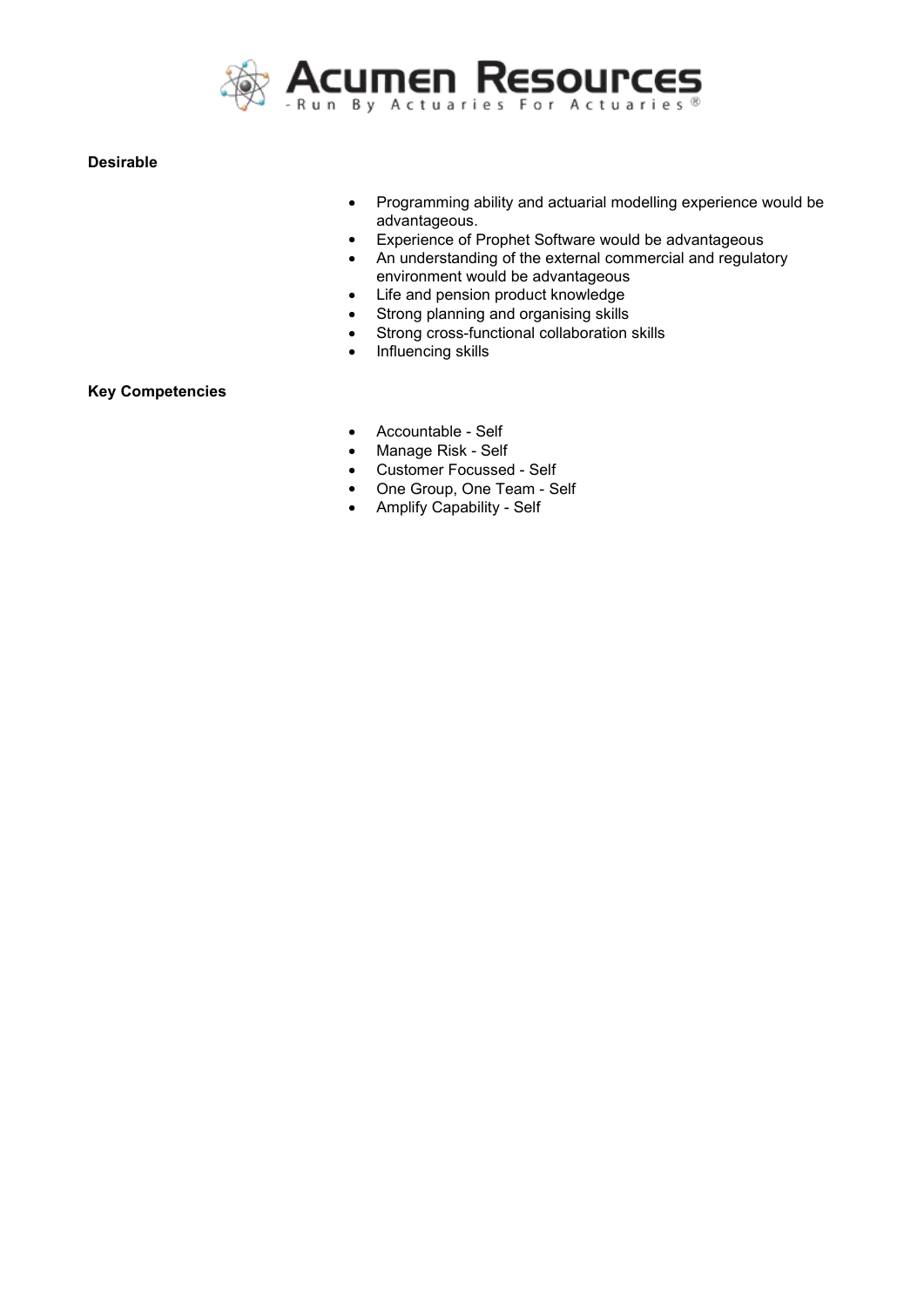**Desirable**

- Programming ability and actuarial modelling experience would be advantageous.
- Experience of Prophet Software would be advantageous
- An understanding of the external commercial and regulatory environment would be advantageous
- Life and pension product knowledge
- Strong planning and organising skills
- Strong cross-functional collaboration skills
- Influencing skills

**Key Competencies**

- Accountable - Self
- Manage Risk - Self
- Customer Focussed - Self
- One Group, One Team - Self
- Amplify Capability - Self